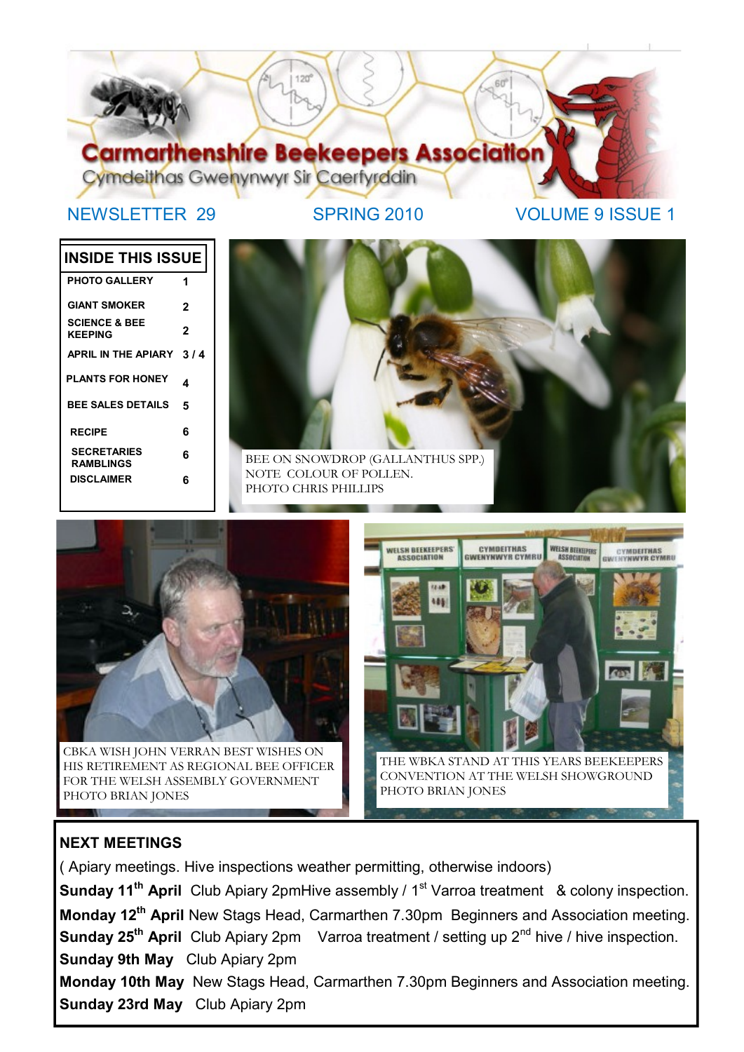# Carmarthenshire Beekeepers Association

Cymdeithas Gwenynwyr Sir Caerfyrddin

NEWSLETTER 29 — SPRING 2010 — VOLUME 9 ISSUE 1

| INSIDE THIS ISSUE | |
|---|---|
| PHOTO GALLERY | 1 |
| GIANT SMOKER | 2 |
| SCIENCE & BEE KEEPING | 2 |
| APRIL IN THE APIARY | 3 / 4 |
| PLANTS FOR HONEY | 4 |
| BEE SALES DETAILS | 5 |
| RECIPE | 6 |
| SECRETARIES RAMBLINGS | 6 |
| DISCLAIMER | 6 |

BEE ON SNOWDROP (GALLANTHUS SPP.) NOTE COLOUR OF POLLEN. PHOTO CHRIS PHILLIPS

CBKA WISH JOHN VERRAN BEST WISHES ON HIS RETIREMENT AS REGIONAL BEE OFFICER FOR THE WELSH ASSEMBLY GOVERNMENT PHOTO BRIAN JONES

THE WBKA STAND AT THIS YEARS BEEKEEPERS CONVENTION AT THE WELSH SHOWGROUND PHOTO BRIAN JONES

## NEXT MEETINGS

( Apiary meetings. Hive inspections weather permitting, otherwise indoors)

**Sunday 11th April** Club Apiary 2pmHive assembly / 1st Varroa treatment & colony inspection.

**Monday 12th April** New Stags Head, Carmarthen 7.30pm Beginners and Association meeting.

**Sunday 25th April** Club Apiary 2pm Varroa treatment / setting up 2nd hive / hive inspection.

**Sunday 9th May** Club Apiary 2pm

**Monday 10th May** New Stags Head, Carmarthen 7.30pm Beginners and Association meeting.

**Sunday 23rd May** Club Apiary 2pm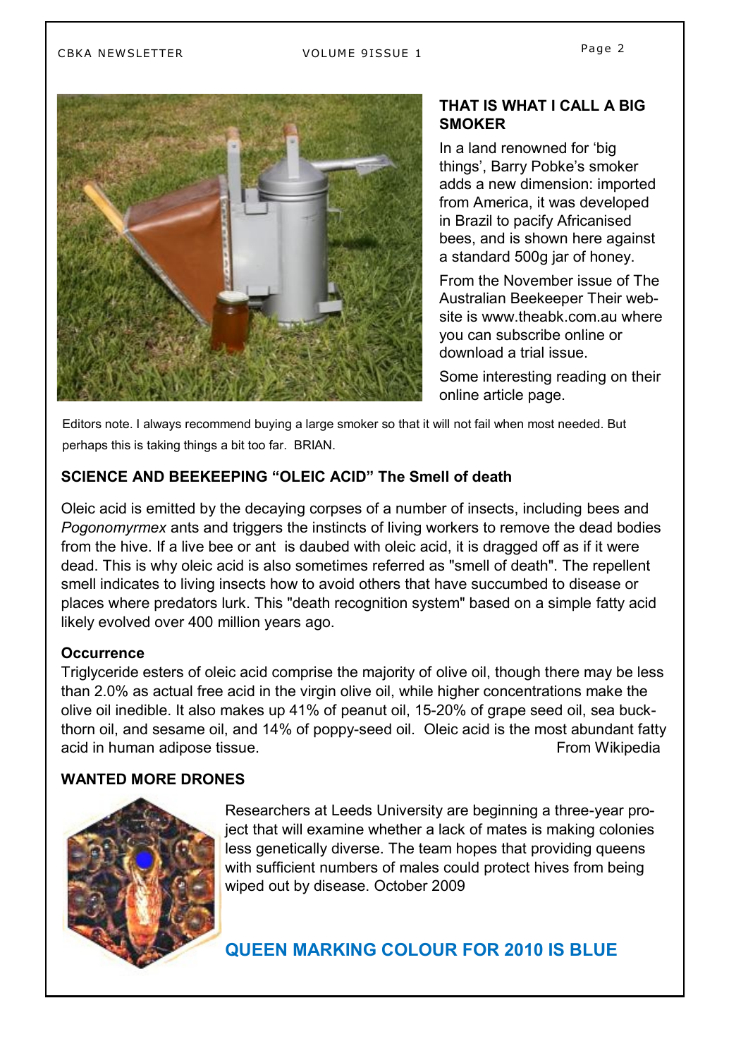### THAT IS WHAT I CALL A BIG SMOKER

In a land renowned for 'big things', Barry Pobke's smoker adds a new dimension: imported from America, it was developed in Brazil to pacify Africanised bees, and is shown here against a standard 500g jar of honey.

From the November issue of The Australian Beekeeper Their website is www.theabk.com.au where you can subscribe online or download a trial issue.

Some interesting reading on their online article page.

Editors note. I always recommend buying a large smoker so that it will not fail when most needed. But perhaps this is taking things a bit too far. BRIAN.

### SCIENCE AND BEEKEEPING "OLEIC ACID" The Smell of death

Oleic acid is emitted by the decaying corpses of a number of insects, including bees and *Pogonomyrmex* ants and triggers the instincts of living workers to remove the dead bodies from the hive. If a live bee or ant is daubed with oleic acid, it is dragged off as if it were dead. This is why oleic acid is also sometimes referred as "smell of death". The repellent smell indicates to living insects how to avoid others that have succumbed to disease or places where predators lurk. This "death recognition system" based on a simple fatty acid likely evolved over 400 million years ago.

**Occurrence**

Triglyceride esters of oleic acid comprise the majority of olive oil, though there may be less than 2.0% as actual free acid in the virgin olive oil, while higher concentrations make the olive oil inedible. It also makes up 41% of peanut oil, 15-20% of grape seed oil, sea buckthorn oil, and sesame oil, and 14% of poppy-seed oil. Oleic acid is the most abundant fatty acid in human adipose tissue. From Wikipedia

### WANTED MORE DRONES

Researchers at Leeds University are beginning a three-year project that will examine whether a lack of mates is making colonies less genetically diverse. The team hopes that providing queens with sufficient numbers of males could protect hives from being wiped out by disease. October 2009

## QUEEN MARKING COLOUR FOR 2010 IS BLUE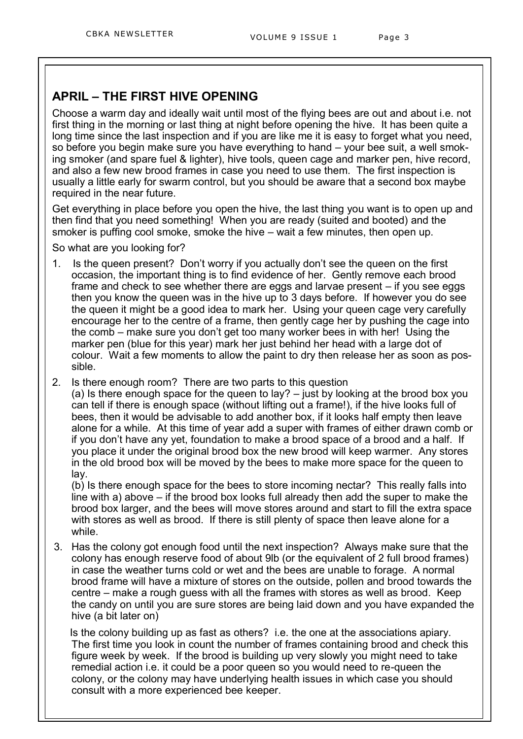## APRIL – THE FIRST HIVE OPENING

Choose a warm day and ideally wait until most of the flying bees are out and about i.e. not first thing in the morning or last thing at night before opening the hive. It has been quite a long time since the last inspection and if you are like me it is easy to forget what you need, so before you begin make sure you have everything to hand – your bee suit, a well smoking smoker (and spare fuel & lighter), hive tools, queen cage and marker pen, hive record, and also a few new brood frames in case you need to use them. The first inspection is usually a little early for swarm control, but you should be aware that a second box maybe required in the near future.

Get everything in place before you open the hive, the last thing you want is to open up and then find that you need something! When you are ready (suited and booted) and the smoker is puffing cool smoke, smoke the hive – wait a few minutes, then open up.

So what are you looking for?

1. Is the queen present? Don't worry if you actually don't see the queen on the first occasion, the important thing is to find evidence of her. Gently remove each brood frame and check to see whether there are eggs and larvae present – if you see eggs then you know the queen was in the hive up to 3 days before. If however you do see the queen it might be a good idea to mark her. Using your queen cage very carefully encourage her to the centre of a frame, then gently cage her by pushing the cage into the comb – make sure you don't get too many worker bees in with her! Using the marker pen (blue for this year) mark her just behind her head with a large dot of colour. Wait a few moments to allow the paint to dry then release her as soon as possible.

2. Is there enough room? There are two parts to this question

   (a) Is there enough space for the queen to lay? – just by looking at the brood box you can tell if there is enough space (without lifting out a frame!), if the hive looks full of bees, then it would be advisable to add another box, if it looks half empty then leave alone for a while. At this time of year add a super with frames of either drawn comb or if you don't have any yet, foundation to make a brood space of a brood and a half. If you place it under the original brood box the new brood will keep warmer. Any stores in the old brood box will be moved by the bees to make more space for the queen to lay.

   (b) Is there enough space for the bees to store incoming nectar? This really falls into line with a) above – if the brood box looks full already then add the super to make the brood box larger, and the bees will move stores around and start to fill the extra space with stores as well as brood. If there is still plenty of space then leave alone for a while.

3. Has the colony got enough food until the next inspection? Always make sure that the colony has enough reserve food of about 9lb (or the equivalent of 2 full brood frames) in case the weather turns cold or wet and the bees are unable to forage. A normal brood frame will have a mixture of stores on the outside, pollen and brood towards the centre – make a rough guess with all the frames with stores as well as brood. Keep the candy on until you are sure stores are being laid down and you have expanded the hive (a bit later on)

   Is the colony building up as fast as others? i.e. the one at the associations apiary. The first time you look in count the number of frames containing brood and check this figure week by week. If the brood is building up very slowly you might need to take remedial action i.e. it could be a poor queen so you would need to re-queen the colony, or the colony may have underlying health issues in which case you should consult with a more experienced bee keeper.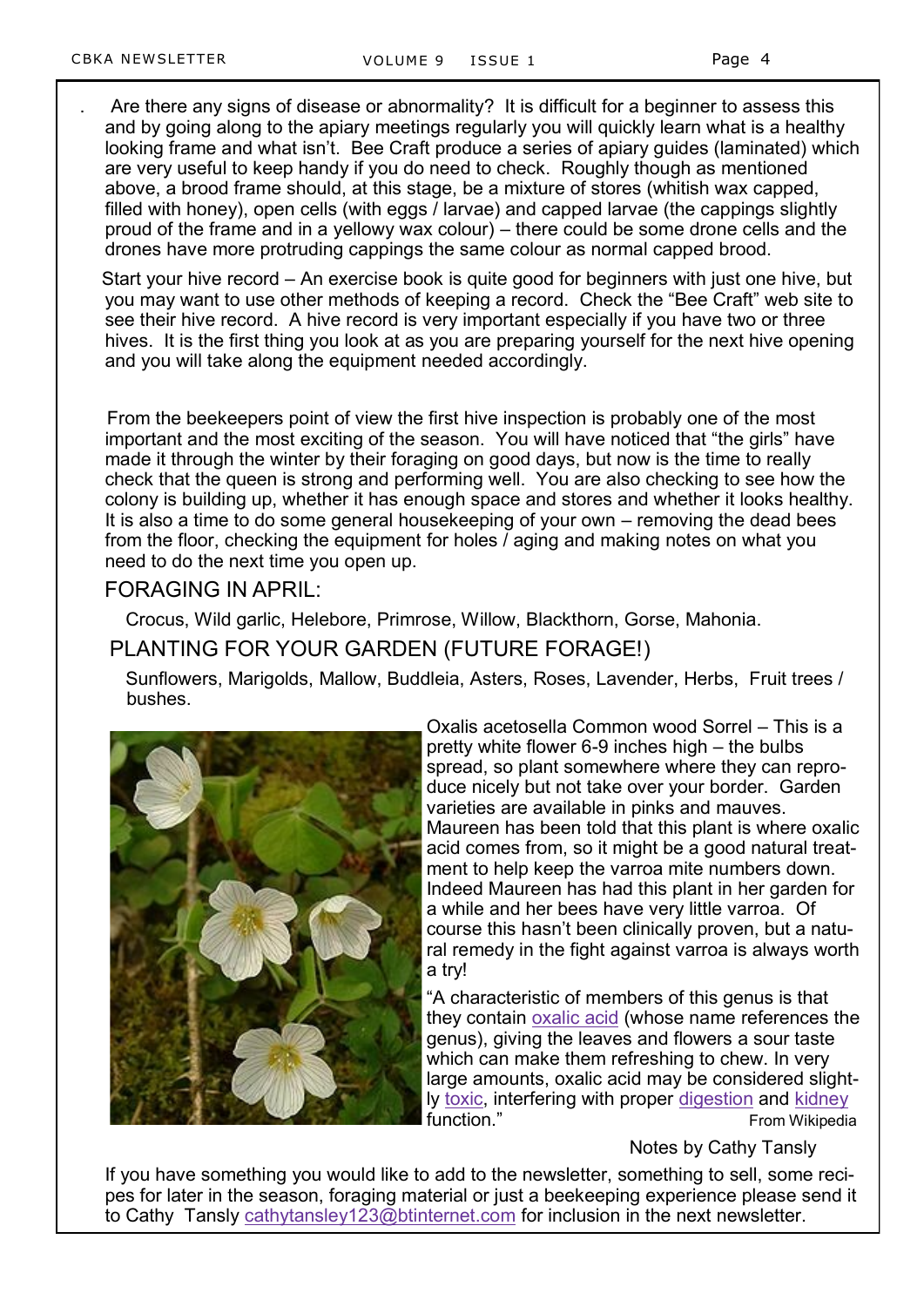. Are there any signs of disease or abnormality? It is difficult for a beginner to assess this and by going along to the apiary meetings regularly you will quickly learn what is a healthy looking frame and what isn't. Bee Craft produce a series of apiary guides (laminated) which are very useful to keep handy if you do need to check. Roughly though as mentioned above, a brood frame should, at this stage, be a mixture of stores (whitish wax capped, filled with honey), open cells (with eggs / larvae) and capped larvae (the cappings slightly proud of the frame and in a yellowy wax colour) – there could be some drone cells and the drones have more protruding cappings the same colour as normal capped brood.

Start your hive record – An exercise book is quite good for beginners with just one hive, but you may want to use other methods of keeping a record. Check the "Bee Craft" web site to see their hive record. A hive record is very important especially if you have two or three hives. It is the first thing you look at as you are preparing yourself for the next hive opening and you will take along the equipment needed accordingly.

From the beekeepers point of view the first hive inspection is probably one of the most important and the most exciting of the season. You will have noticed that "the girls" have made it through the winter by their foraging on good days, but now is the time to really check that the queen is strong and performing well. You are also checking to see how the colony is building up, whether it has enough space and stores and whether it looks healthy. It is also a time to do some general housekeeping of your own – removing the dead bees from the floor, checking the equipment for holes / aging and making notes on what you need to do the next time you open up.

## FORAGING IN APRIL:

Crocus, Wild garlic, Helebore, Primrose, Willow, Blackthorn, Gorse, Mahonia.

## PLANTING FOR YOUR GARDEN (FUTURE FORAGE!)

Sunflowers, Marigolds, Mallow, Buddleia, Asters, Roses, Lavender, Herbs, Fruit trees / bushes.

Oxalis acetosella Common wood Sorrel – This is a pretty white flower 6-9 inches high – the bulbs spread, so plant somewhere where they can reproduce nicely but not take over your border. Garden varieties are available in pinks and mauves. Maureen has been told that this plant is where oxalic acid comes from, so it might be a good natural treatment to help keep the varroa mite numbers down. Indeed Maureen has had this plant in her garden for a while and her bees have very little varroa. Of course this hasn't been clinically proven, but a natural remedy in the fight against varroa is always worth a try!

"A characteristic of members of this genus is that they contain oxalic acid (whose name references the genus), giving the leaves and flowers a sour taste which can make them refreshing to chew. In very large amounts, oxalic acid may be considered slightly toxic, interfering with proper digestion and kidney function." From Wikipedia

Notes by Cathy Tansly

If you have something you would like to add to the newsletter, something to sell, some recipes for later in the season, foraging material or just a beekeeping experience please send it to Cathy Tansly cathytansley123@btinternet.com for inclusion in the next newsletter.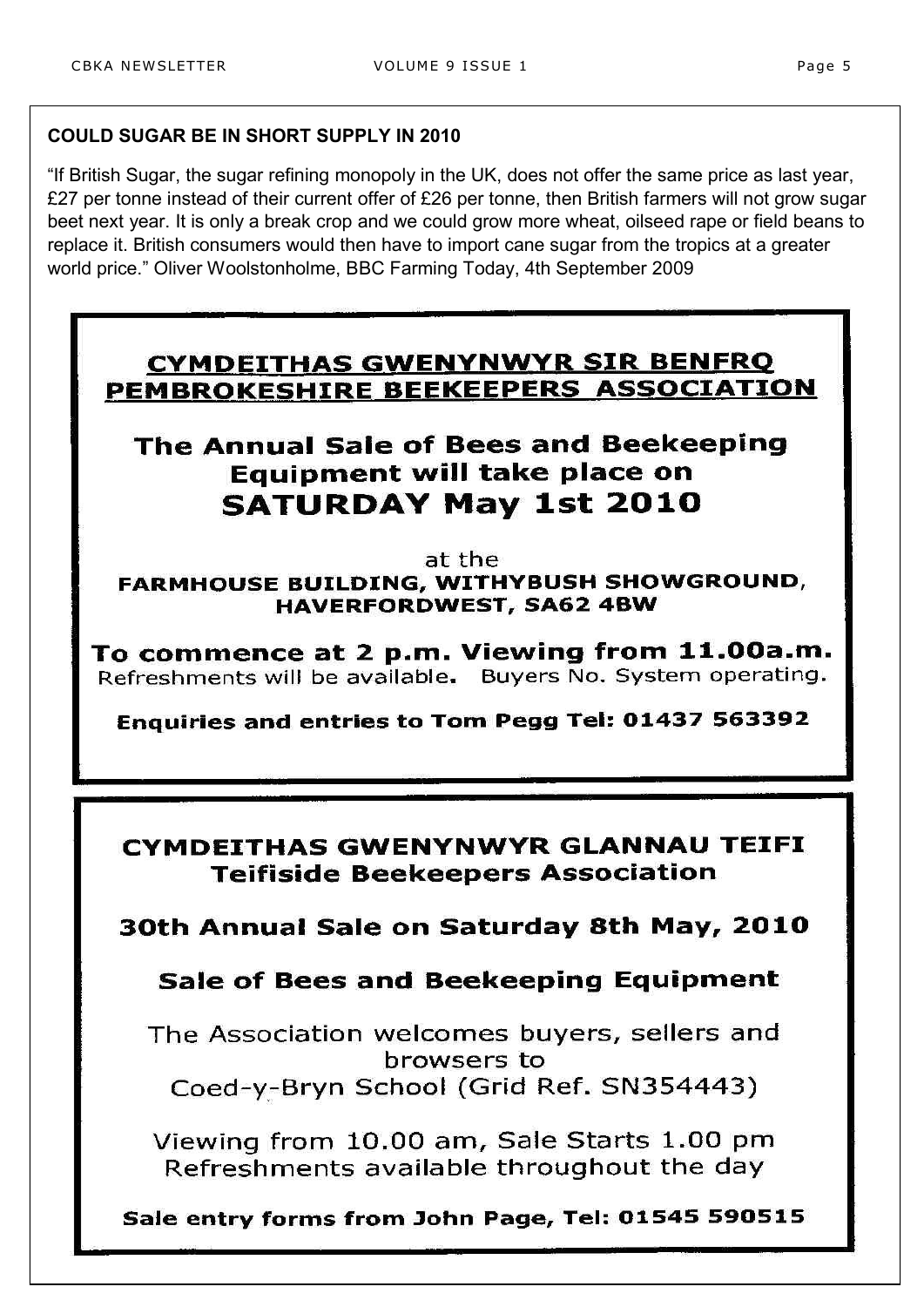## COULD SUGAR BE IN SHORT SUPPLY IN 2010

"If British Sugar, the sugar refining monopoly in the UK, does not offer the same price as last year, £27 per tonne instead of their current offer of £26 per tonne, then British farmers will not grow sugar beet next year. It is only a break crop and we could grow more wheat, oilseed rape or field beans to replace it. British consumers would then have to import cane sugar from the tropics at a greater world price." Oliver Woolstonholme, BBC Farming Today, 4th September 2009

## CYMDEITHAS GWENYNWYR SIR BENFRO
## PEMBROKESHIRE BEEKEEPERS ASSOCIATION

**The Annual Sale of Bees and Beekeeping Equipment will take place on**
**SATURDAY May 1st 2010**

at the
**FARMHOUSE BUILDING, WITHYBUSH SHOWGROUND, HAVERFORDWEST, SA62 4BW**

**To commence at 2 p.m. Viewing from 11.00a.m.**
Refreshments will be available. Buyers No. System operating.

**Enquiries and entries to Tom Pegg Tel: 01437 563392**

## CYMDEITHAS GWENYNWYR GLANNAU TEIFI
## Teifiside Beekeepers Association

**30th Annual Sale on Saturday 8th May, 2010**

**Sale of Bees and Beekeeping Equipment**

The Association welcomes buyers, sellers and browsers to
Coed-y-Bryn School (Grid Ref. SN354443)

Viewing from 10.00 am, Sale Starts 1.00 pm
Refreshments available throughout the day

**Sale entry forms from John Page, Tel: 01545 590515**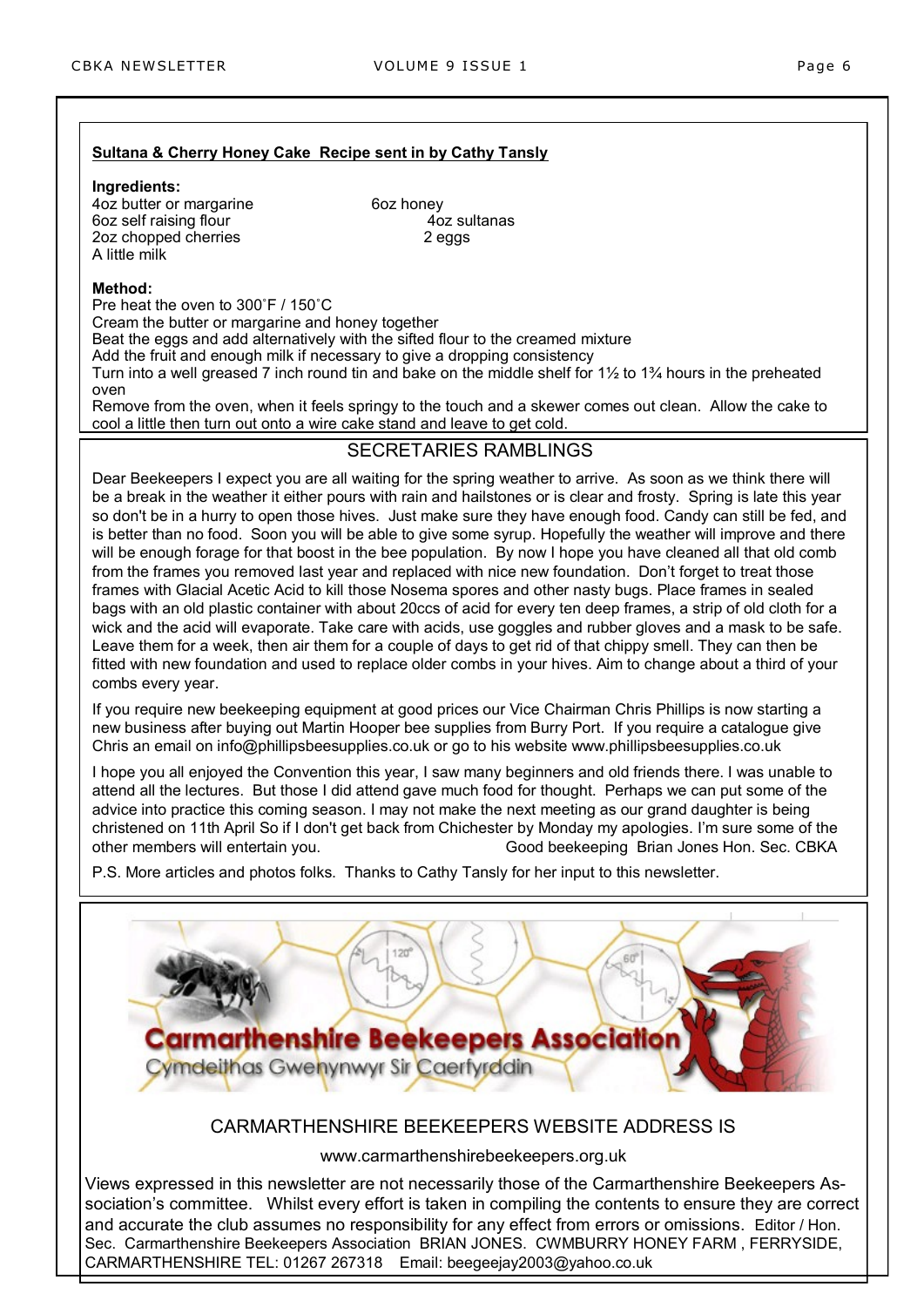**Sultana & Cherry Honey Cake Recipe sent in by Cathy Tansly**

**Ingredients:**

4oz butter or margarine
6oz honey
6oz self raising flour
4oz sultanas
2oz chopped cherries
2 eggs
A little milk

**Method:**

Pre heat the oven to 300˚F / 150˚C
Cream the butter or margarine and honey together
Beat the eggs and add alternatively with the sifted flour to the creamed mixture
Add the fruit and enough milk if necessary to give a dropping consistency
Turn into a well greased 7 inch round tin and bake on the middle shelf for 1½ to 1¾ hours in the preheated oven
Remove from the oven, when it feels springy to the touch and a skewer comes out clean. Allow the cake to cool a little then turn out onto a wire cake stand and leave to get cold.

## SECRETARIES RAMBLINGS

Dear Beekeepers I expect you are all waiting for the spring weather to arrive. As soon as we think there will be a break in the weather it either pours with rain and hailstones or is clear and frosty. Spring is late this year so don't be in a hurry to open those hives. Just make sure they have enough food. Candy can still be fed, and is better than no food. Soon you will be able to give some syrup. Hopefully the weather will improve and there will be enough forage for that boost in the bee population. By now I hope you have cleaned all that old comb from the frames you removed last year and replaced with nice new foundation. Don't forget to treat those frames with Glacial Acetic Acid to kill those Nosema spores and other nasty bugs. Place frames in sealed bags with an old plastic container with about 20ccs of acid for every ten deep frames, a strip of old cloth for a wick and the acid will evaporate. Take care with acids, use goggles and rubber gloves and a mask to be safe. Leave them for a week, then air them for a couple of days to get rid of that chippy smell. They can then be fitted with new foundation and used to replace older combs in your hives. Aim to change about a third of your combs every year.

If you require new beekeeping equipment at good prices our Vice Chairman Chris Phillips is now starting a new business after buying out Martin Hooper bee supplies from Burry Port. If you require a catalogue give Chris an email on info@phillipsbeesupplies.co.uk or go to his website www.phillipsbeesupplies.co.uk

I hope you all enjoyed the Convention this year, I saw many beginners and old friends there. I was unable to attend all the lectures. But those I did attend gave much food for thought. Perhaps we can put some of the advice into practice this coming season. I may not make the next meeting as our grand daughter is being christened on 11th April So if I don't get back from Chichester by Monday my apologies. I'm sure some of the other members will entertain you. Good beekeeping Brian Jones Hon. Sec. CBKA

P.S. More articles and photos folks. Thanks to Cathy Tansly for her input to this newsletter.

Carmarthenshire Beekeepers Association
Cymdeithas Gwenynwyr Sir Caerfyrddin

CARMARTHENSHIRE BEEKEEPERS WEBSITE ADDRESS IS

www.carmarthenshirebeekeepers.org.uk

Views expressed in this newsletter are not necessarily those of the Carmarthenshire Beekeepers Association's committee. Whilst every effort is taken in compiling the contents to ensure they are correct and accurate the club assumes no responsibility for any effect from errors or omissions. Editor / Hon. Sec. Carmarthenshire Beekeepers Association BRIAN JONES. CWMBURRY HONEY FARM , FERRYSIDE, CARMARTHENSHIRE TEL: 01267 267318 Email: beegeejay2003@yahoo.co.uk